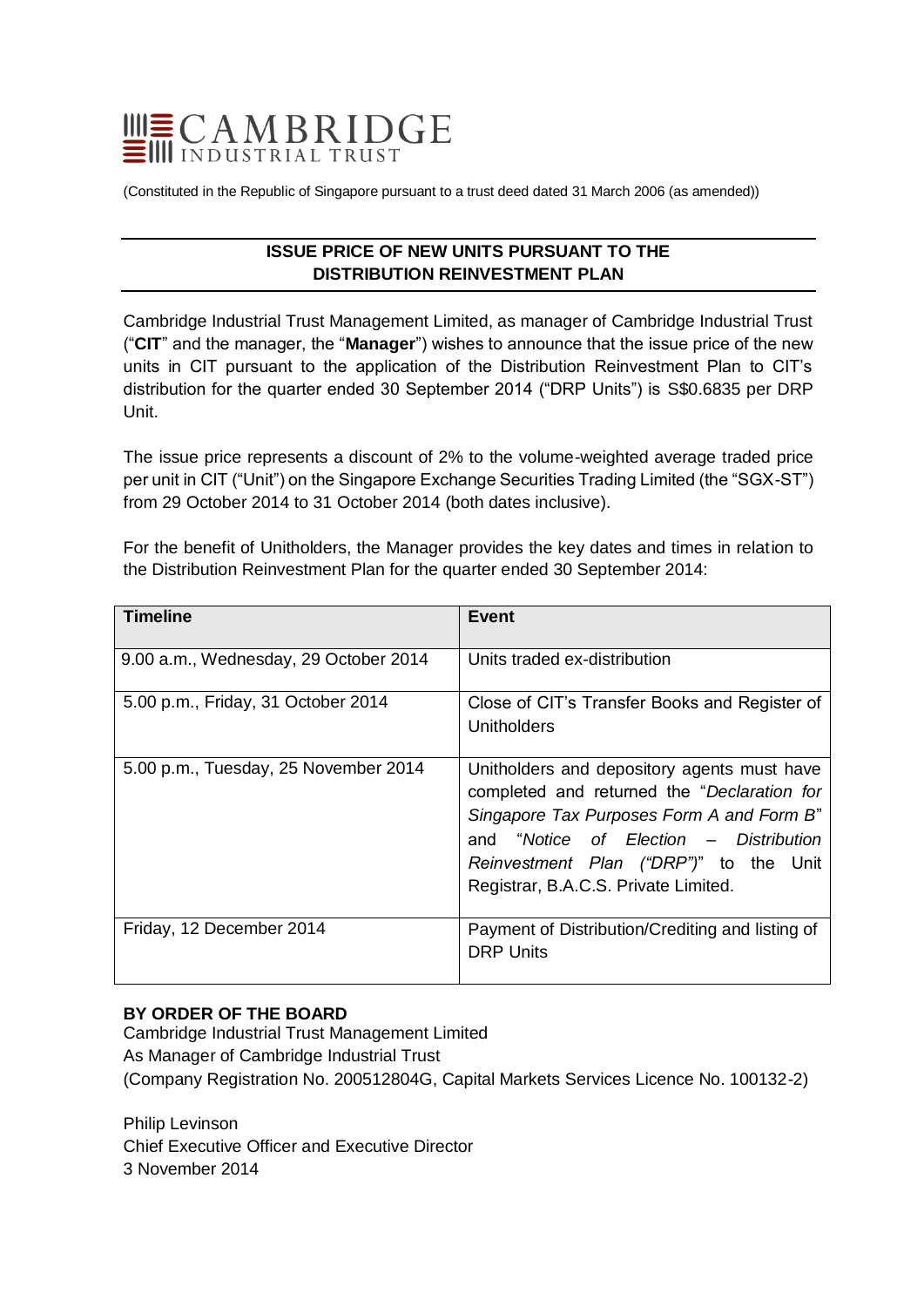# CAMBRIDGE INDUSTRIAL TRUST

(Constituted in the Republic of Singapore pursuant to a trust deed dated 31 March 2006 (as amended))

## ISSUE PRICE OF NEW UNITS PURSUANT TO THE DISTRIBUTION REINVESTMENT PLAN

Cambridge Industrial Trust Management Limited, as manager of Cambridge Industrial Trust ("**CIT**" and the manager, the "**Manager**") wishes to announce that the issue price of the new units in CIT pursuant to the application of the Distribution Reinvestment Plan to CIT's distribution for the quarter ended 30 September 2014 ("DRP Units") is S$0.6835 per DRP Unit.

The issue price represents a discount of 2% to the volume-weighted average traded price per unit in CIT ("Unit") on the Singapore Exchange Securities Trading Limited (the "SGX-ST") from 29 October 2014 to 31 October 2014 (both dates inclusive).

For the benefit of Unitholders, the Manager provides the key dates and times in relation to the Distribution Reinvestment Plan for the quarter ended 30 September 2014:

| Timeline | Event |
|---|---|
| 9.00 a.m., Wednesday, 29 October 2014 | Units traded ex-distribution |
| 5.00 p.m., Friday, 31 October 2014 | Close of CIT's Transfer Books and Register of Unitholders |
| 5.00 p.m., Tuesday, 25 November 2014 | Unitholders and depository agents must have completed and returned the "*Declaration for Singapore Tax Purposes Form A and Form B*" and "*Notice of Election – Distribution Reinvestment Plan ("DRP")*" to the Unit Registrar, B.A.C.S. Private Limited. |
| Friday, 12 December 2014 | Payment of Distribution/Crediting and listing of DRP Units |

**BY ORDER OF THE BOARD**
Cambridge Industrial Trust Management Limited
As Manager of Cambridge Industrial Trust
(Company Registration No. 200512804G, Capital Markets Services Licence No. 100132-2)

Philip Levinson
Chief Executive Officer and Executive Director
3 November 2014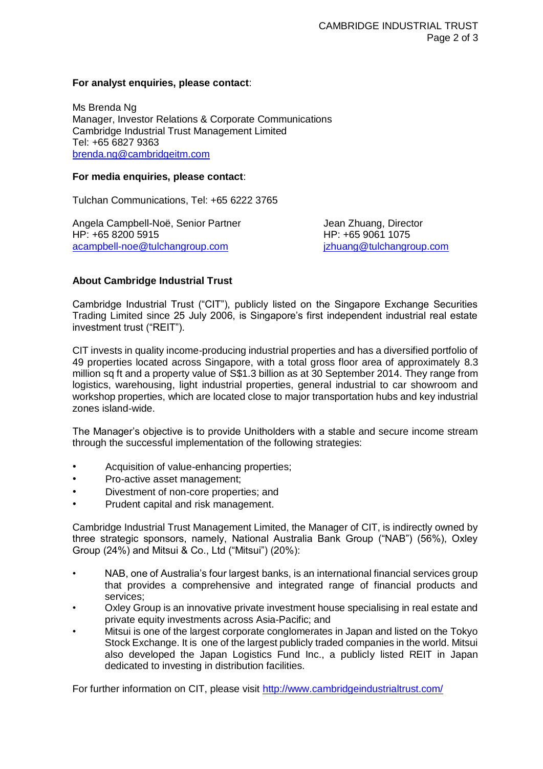**For analyst enquiries, please contact**:

Ms Brenda Ng
Manager, Investor Relations & Corporate Communications
Cambridge Industrial Trust Management Limited
Tel: +65 6827 9363
brenda.ng@cambridgeitm.com

**For media enquiries, please contact**:

Tulchan Communications, Tel: +65 6222 3765

Angela Campbell-Noë, Senior Partner
HP: +65 8200 5915
acampbell-noe@tulchangroup.com

Jean Zhuang, Director
HP: +65 9061 1075
jzhuang@tulchangroup.com

**About Cambridge Industrial Trust**

Cambridge Industrial Trust ("CIT"), publicly listed on the Singapore Exchange Securities Trading Limited since 25 July 2006, is Singapore's first independent industrial real estate investment trust ("REIT").

CIT invests in quality income-producing industrial properties and has a diversified portfolio of 49 properties located across Singapore, with a total gross floor area of approximately 8.3 million sq ft and a property value of S$1.3 billion as at 30 September 2014. They range from logistics, warehousing, light industrial properties, general industrial to car showroom and workshop properties, which are located close to major transportation hubs and key industrial zones island-wide.

The Manager's objective is to provide Unitholders with a stable and secure income stream through the successful implementation of the following strategies:

- Acquisition of value-enhancing properties;
- Pro-active asset management;
- Divestment of non-core properties; and
- Prudent capital and risk management.

Cambridge Industrial Trust Management Limited, the Manager of CIT, is indirectly owned by three strategic sponsors, namely, National Australia Bank Group ("NAB") (56%), Oxley Group (24%) and Mitsui & Co., Ltd ("Mitsui") (20%):

- NAB, one of Australia's four largest banks, is an international financial services group that provides a comprehensive and integrated range of financial products and services;
- Oxley Group is an innovative private investment house specialising in real estate and private equity investments across Asia-Pacific; and
- Mitsui is one of the largest corporate conglomerates in Japan and listed on the Tokyo Stock Exchange. It is one of the largest publicly traded companies in the world. Mitsui also developed the Japan Logistics Fund Inc., a publicly listed REIT in Japan dedicated to investing in distribution facilities.

For further information on CIT, please visit http://www.cambridgeindustrialtrust.com/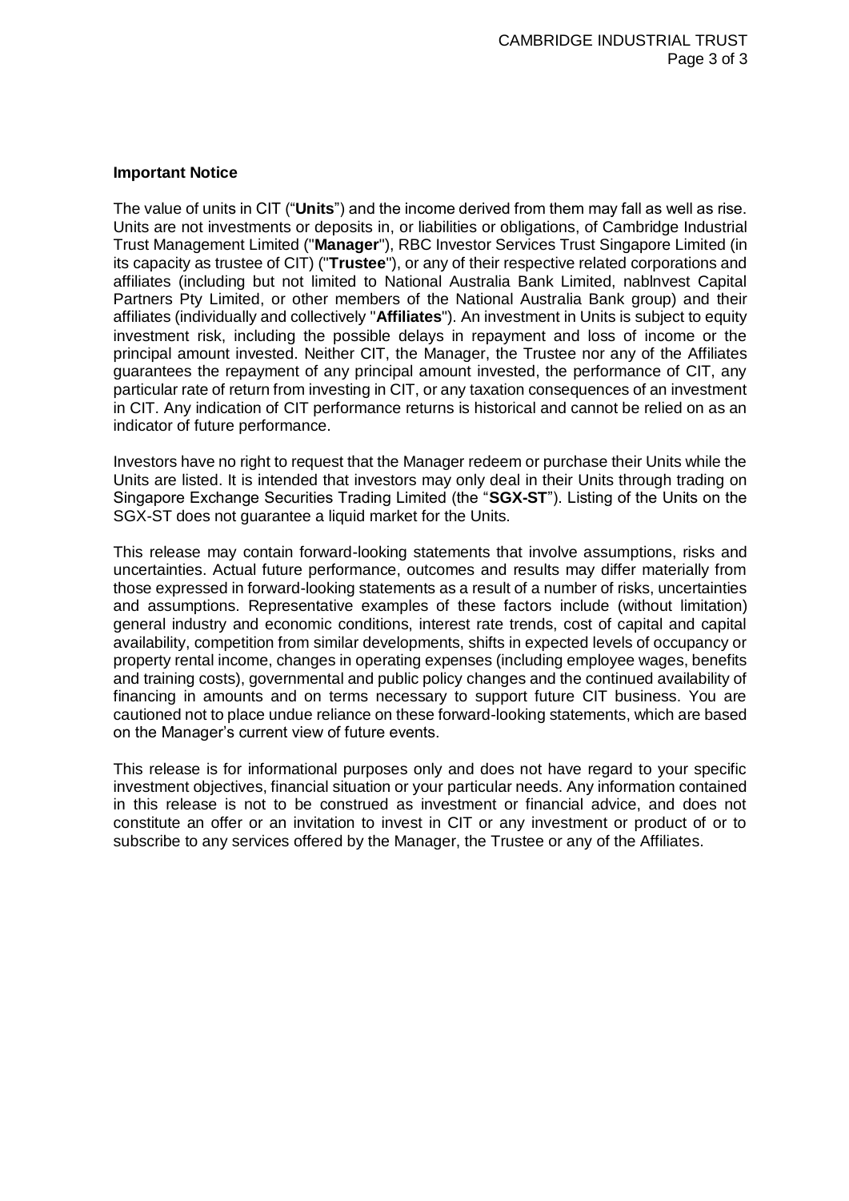**Important Notice**

The value of units in CIT ("**Units**") and the income derived from them may fall as well as rise. Units are not investments or deposits in, or liabilities or obligations, of Cambridge Industrial Trust Management Limited ("**Manager**"), RBC Investor Services Trust Singapore Limited (in its capacity as trustee of CIT) ("**Trustee**"), or any of their respective related corporations and affiliates (including but not limited to National Australia Bank Limited, nablnvest Capital Partners Pty Limited, or other members of the National Australia Bank group) and their affiliates (individually and collectively "**Affiliates**"). An investment in Units is subject to equity investment risk, including the possible delays in repayment and loss of income or the principal amount invested. Neither CIT, the Manager, the Trustee nor any of the Affiliates guarantees the repayment of any principal amount invested, the performance of CIT, any particular rate of return from investing in CIT, or any taxation consequences of an investment in CIT. Any indication of CIT performance returns is historical and cannot be relied on as an indicator of future performance.

Investors have no right to request that the Manager redeem or purchase their Units while the Units are listed. It is intended that investors may only deal in their Units through trading on Singapore Exchange Securities Trading Limited (the "**SGX-ST**"). Listing of the Units on the SGX-ST does not guarantee a liquid market for the Units.

This release may contain forward-looking statements that involve assumptions, risks and uncertainties. Actual future performance, outcomes and results may differ materially from those expressed in forward-looking statements as a result of a number of risks, uncertainties and assumptions. Representative examples of these factors include (without limitation) general industry and economic conditions, interest rate trends, cost of capital and capital availability, competition from similar developments, shifts in expected levels of occupancy or property rental income, changes in operating expenses (including employee wages, benefits and training costs), governmental and public policy changes and the continued availability of financing in amounts and on terms necessary to support future CIT business. You are cautioned not to place undue reliance on these forward-looking statements, which are based on the Manager's current view of future events.

This release is for informational purposes only and does not have regard to your specific investment objectives, financial situation or your particular needs. Any information contained in this release is not to be construed as investment or financial advice, and does not constitute an offer or an invitation to invest in CIT or any investment or product of or to subscribe to any services offered by the Manager, the Trustee or any of the Affiliates.